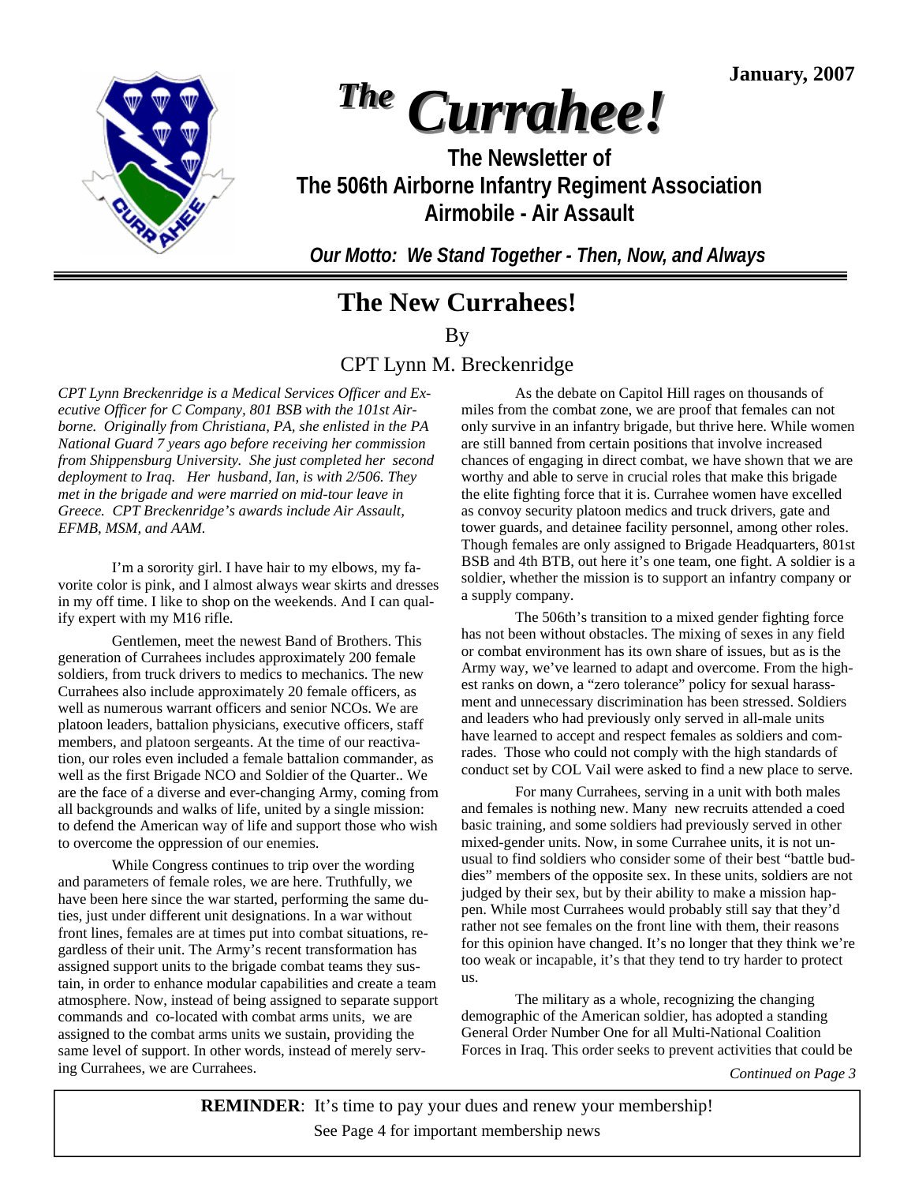January, 2007

# The Currahee!

**The Newsletter of**
**The 506th Airborne Infantry Regiment Association**
**Airmobile - Air Assault**

***Our Motto: We Stand Together - Then, Now, and Always***

## The New Currahees!

By

CPT Lynn M. Breckenridge

*CPT Lynn Breckenridge is a Medical Services Officer and Executive Officer for C Company, 801 BSB with the 101st Airborne. Originally from Christiana, PA, she enlisted in the PA National Guard 7 years ago before receiving her commission from Shippensburg University. She just completed her second deployment to Iraq. Her husband, Ian, is with 2/506. They met in the brigade and were married on mid-tour leave in Greece. CPT Breckenridge's awards include Air Assault, EFMB, MSM, and AAM.*

I'm a sorority girl. I have hair to my elbows, my favorite color is pink, and I almost always wear skirts and dresses in my off time. I like to shop on the weekends. And I can qualify expert with my M16 rifle.

Gentlemen, meet the newest Band of Brothers. This generation of Currahees includes approximately 200 female soldiers, from truck drivers to medics to mechanics. The new Currahees also include approximately 20 female officers, as well as numerous warrant officers and senior NCOs. We are platoon leaders, battalion physicians, executive officers, staff members, and platoon sergeants. At the time of our reactivation, our roles even included a female battalion commander, as well as the first Brigade NCO and Soldier of the Quarter.. We are the face of a diverse and ever-changing Army, coming from all backgrounds and walks of life, united by a single mission: to defend the American way of life and support those who wish to overcome the oppression of our enemies.

While Congress continues to trip over the wording and parameters of female roles, we are here. Truthfully, we have been here since the war started, performing the same duties, just under different unit designations. In a war without front lines, females are at times put into combat situations, regardless of their unit. The Army's recent transformation has assigned support units to the brigade combat teams they sustain, in order to enhance modular capabilities and create a team atmosphere. Now, instead of being assigned to separate support commands and co-located with combat arms units, we are assigned to the combat arms units we sustain, providing the same level of support. In other words, instead of merely serving Currahees, we are Currahees.

As the debate on Capitol Hill rages on thousands of miles from the combat zone, we are proof that females can not only survive in an infantry brigade, but thrive here. While women are still banned from certain positions that involve increased chances of engaging in direct combat, we have shown that we are worthy and able to serve in crucial roles that make this brigade the elite fighting force that it is. Currahee women have excelled as convoy security platoon medics and truck drivers, gate and tower guards, and detainee facility personnel, among other roles. Though females are only assigned to Brigade Headquarters, 801st BSB and 4th BTB, out here it's one team, one fight. A soldier is a soldier, whether the mission is to support an infantry company or a supply company.

The 506th's transition to a mixed gender fighting force has not been without obstacles. The mixing of sexes in any field or combat environment has its own share of issues, but as is the Army way, we've learned to adapt and overcome. From the highest ranks on down, a "zero tolerance" policy for sexual harassment and unnecessary discrimination has been stressed. Soldiers and leaders who had previously only served in all-male units have learned to accept and respect females as soldiers and comrades. Those who could not comply with the high standards of conduct set by COL Vail were asked to find a new place to serve.

For many Currahees, serving in a unit with both males and females is nothing new. Many new recruits attended a coed basic training, and some soldiers had previously served in other mixed-gender units. Now, in some Currahee units, it is not unusual to find soldiers who consider some of their best "battle buddies" members of the opposite sex. In these units, soldiers are not judged by their sex, but by their ability to make a mission happen. While most Currahees would probably still say that they'd rather not see females on the front line with them, their reasons for this opinion have changed. It's no longer that they think we're too weak or incapable, it's that they tend to try harder to protect us.

The military as a whole, recognizing the changing demographic of the American soldier, has adopted a standing General Order Number One for all Multi-National Coalition Forces in Iraq. This order seeks to prevent activities that could be

*Continued on Page 3*

**REMINDER**: It's time to pay your dues and renew your membership!
See Page 4 for important membership news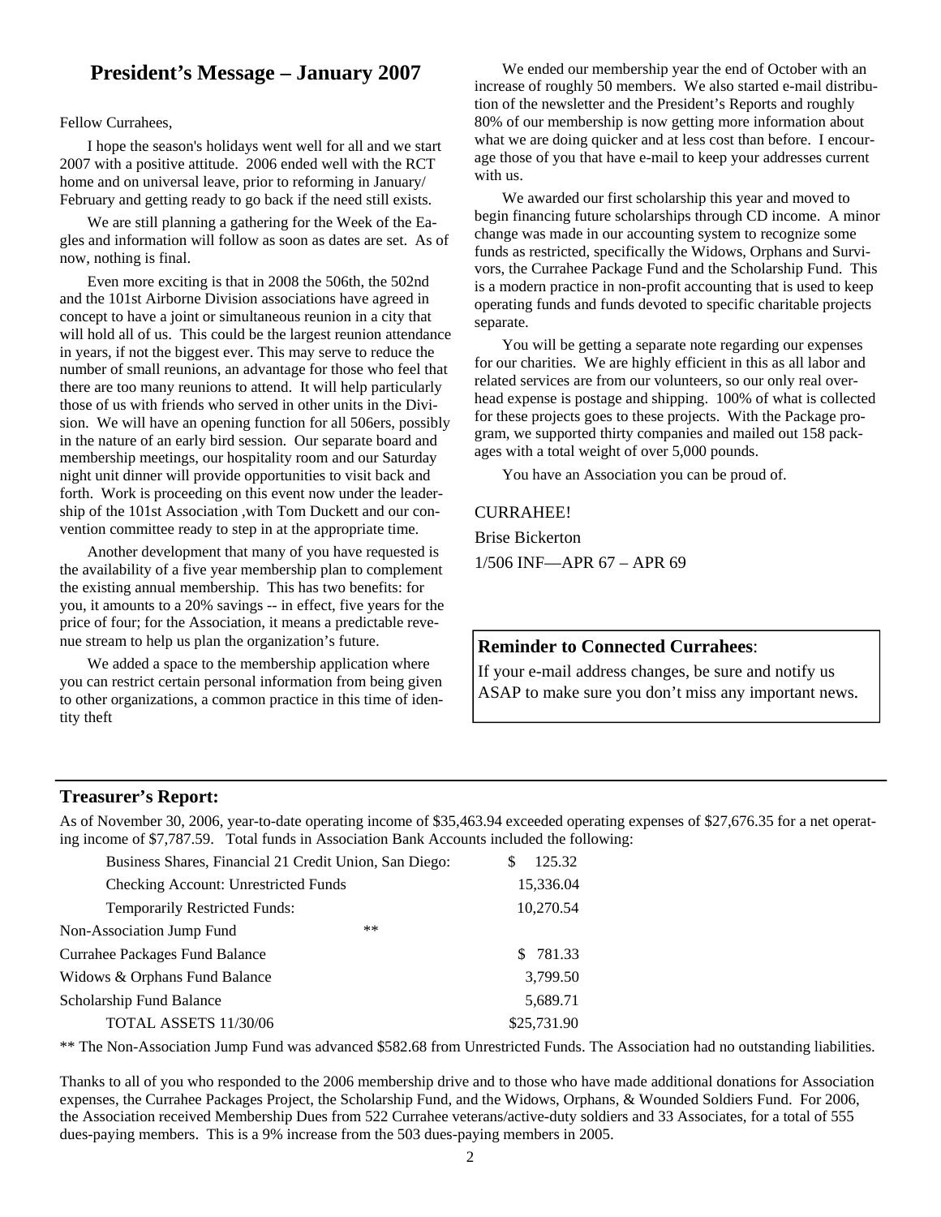## President's Message – January 2007

Fellow Currahees,

I hope the season's holidays went well for all and we start 2007 with a positive attitude. 2006 ended well with the RCT home and on universal leave, prior to reforming in January/ February and getting ready to go back if the need still exists.

We are still planning a gathering for the Week of the Eagles and information will follow as soon as dates are set. As of now, nothing is final.

Even more exciting is that in 2008 the 506th, the 502nd and the 101st Airborne Division associations have agreed in concept to have a joint or simultaneous reunion in a city that will hold all of us. This could be the largest reunion attendance in years, if not the biggest ever. This may serve to reduce the number of small reunions, an advantage for those who feel that there are too many reunions to attend. It will help particularly those of us with friends who served in other units in the Division. We will have an opening function for all 506ers, possibly in the nature of an early bird session. Our separate board and membership meetings, our hospitality room and our Saturday night unit dinner will provide opportunities to visit back and forth. Work is proceeding on this event now under the leadership of the 101st Association ,with Tom Duckett and our convention committee ready to step in at the appropriate time.

Another development that many of you have requested is the availability of a five year membership plan to complement the existing annual membership. This has two benefits: for you, it amounts to a 20% savings -- in effect, five years for the price of four; for the Association, it means a predictable revenue stream to help us plan the organization's future.

We added a space to the membership application where you can restrict certain personal information from being given to other organizations, a common practice in this time of identity theft

We ended our membership year the end of October with an increase of roughly 50 members. We also started e-mail distribution of the newsletter and the President's Reports and roughly 80% of our membership is now getting more information about what we are doing quicker and at less cost than before. I encourage those of you that have e-mail to keep your addresses current with us.

We awarded our first scholarship this year and moved to begin financing future scholarships through CD income. A minor change was made in our accounting system to recognize some funds as restricted, specifically the Widows, Orphans and Survivors, the Currahee Package Fund and the Scholarship Fund. This is a modern practice in non-profit accounting that is used to keep operating funds and funds devoted to specific charitable projects separate.

You will be getting a separate note regarding our expenses for our charities. We are highly efficient in this as all labor and related services are from our volunteers, so our only real overhead expense is postage and shipping. 100% of what is collected for these projects goes to these projects. With the Package program, we supported thirty companies and mailed out 158 packages with a total weight of over 5,000 pounds.

You have an Association you can be proud of.

CURRAHEE!

Brise Bickerton

1/506 INF—APR 67 – APR 69

**Reminder to Connected Currahees**:

If your e-mail address changes, be sure and notify us ASAP to make sure you don't miss any important news.

---

### Treasurer's Report:

As of November 30, 2006, year-to-date operating income of $35,463.94 exceeded operating expenses of $27,676.35 for a net operating income of $7,787.59. Total funds in Association Bank Accounts included the following:

| | | |
|---|---|---|
| Business Shares, Financial 21 Credit Union, San Diego: | | $ 125.32 |
| Checking Account: Unrestricted Funds | | 15,336.04 |
| Temporarily Restricted Funds: | | 10,270.54 |
| Non-Association Jump Fund | ** | |
| Currahee Packages Fund Balance | | $ 781.33 |
| Widows & Orphans Fund Balance | | 3,799.50 |
| Scholarship Fund Balance | | 5,689.71 |
| TOTAL ASSETS 11/30/06 | | $25,731.90 |

** The Non-Association Jump Fund was advanced $582.68 from Unrestricted Funds. The Association had no outstanding liabilities.

Thanks to all of you who responded to the 2006 membership drive and to those who have made additional donations for Association expenses, the Currahee Packages Project, the Scholarship Fund, and the Widows, Orphans, & Wounded Soldiers Fund. For 2006, the Association received Membership Dues from 522 Currahee veterans/active-duty soldiers and 33 Associates, for a total of 555 dues-paying members. This is a 9% increase from the 503 dues-paying members in 2005.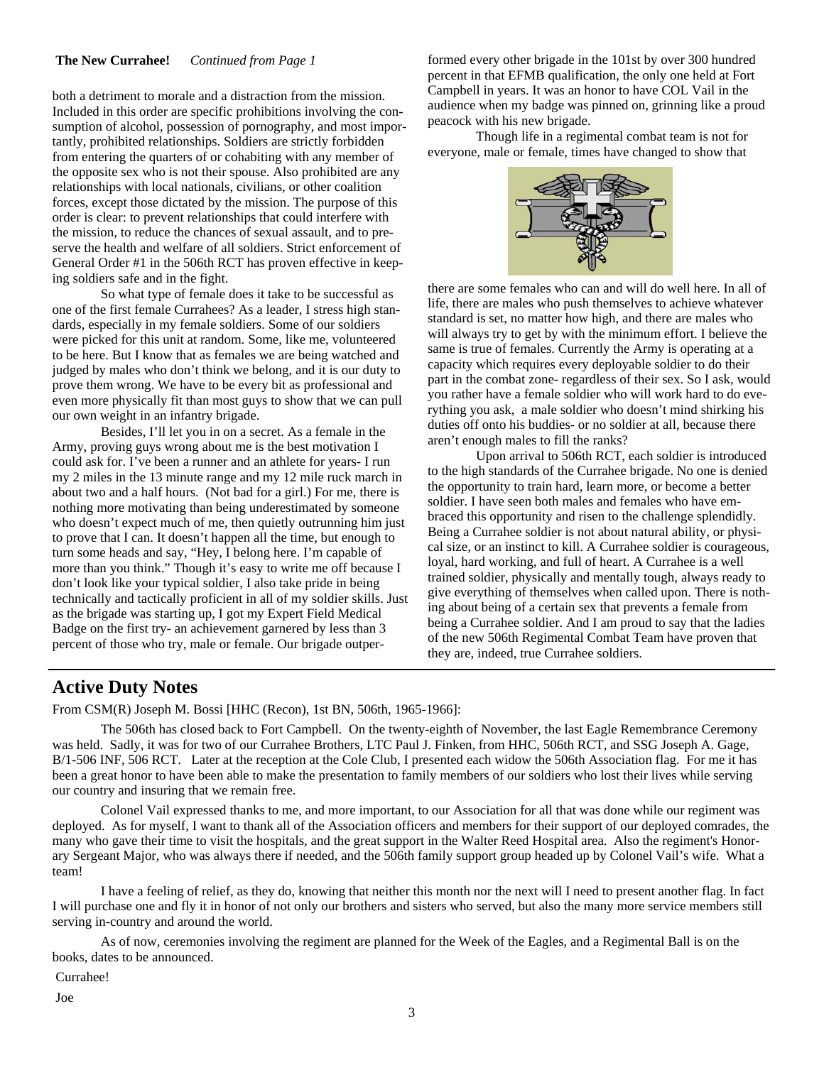**The New Currahee!** *Continued from Page 1*

both a detriment to morale and a distraction from the mission. Included in this order are specific prohibitions involving the consumption of alcohol, possession of pornography, and most importantly, prohibited relationships. Soldiers are strictly forbidden from entering the quarters of or cohabiting with any member of the opposite sex who is not their spouse. Also prohibited are any relationships with local nationals, civilians, or other coalition forces, except those dictated by the mission. The purpose of this order is clear: to prevent relationships that could interfere with the mission, to reduce the chances of sexual assault, and to preserve the health and welfare of all soldiers. Strict enforcement of General Order #1 in the 506th RCT has proven effective in keeping soldiers safe and in the fight.

So what type of female does it take to be successful as one of the first female Currahees? As a leader, I stress high standards, especially in my female soldiers. Some of our soldiers were picked for this unit at random. Some, like me, volunteered to be here. But I know that as females we are being watched and judged by males who don't think we belong, and it is our duty to prove them wrong. We have to be every bit as professional and even more physically fit than most guys to show that we can pull our own weight in an infantry brigade.

Besides, I'll let you in on a secret. As a female in the Army, proving guys wrong about me is the best motivation I could ask for. I've been a runner and an athlete for years- I run my 2 miles in the 13 minute range and my 12 mile ruck march in about two and a half hours. (Not bad for a girl.) For me, there is nothing more motivating than being underestimated by someone who doesn't expect much of me, then quietly outrunning him just to prove that I can. It doesn't happen all the time, but enough to turn some heads and say, "Hey, I belong here. I'm capable of more than you think." Though it's easy to write me off because I don't look like your typical soldier, I also take pride in being technically and tactically proficient in all of my soldier skills. Just as the brigade was starting up, I got my Expert Field Medical Badge on the first try- an achievement garnered by less than 3 percent of those who try, male or female. Our brigade outperformed every other brigade in the 101st by over 300 hundred percent in that EFMB qualification, the only one held at Fort Campbell in years. It was an honor to have COL Vail in the audience when my badge was pinned on, grinning like a proud peacock with his new brigade.

Though life in a regimental combat team is not for everyone, male or female, times have changed to show that there are some females who can and will do well here. In all of life, there are males who push themselves to achieve whatever standard is set, no matter how high, and there are males who will always try to get by with the minimum effort. I believe the same is true of females. Currently the Army is operating at a capacity which requires every deployable soldier to do their part in the combat zone- regardless of their sex. So I ask, would you rather have a female soldier who will work hard to do everything you ask, a male soldier who doesn't mind shirking his duties off onto his buddies- or no soldier at all, because there aren't enough males to fill the ranks?

Upon arrival to 506th RCT, each soldier is introduced to the high standards of the Currahee brigade. No one is denied the opportunity to train hard, learn more, or become a better soldier. I have seen both males and females who have embraced this opportunity and risen to the challenge splendidly. Being a Currahee soldier is not about natural ability, or physical size, or an instinct to kill. A Currahee soldier is courageous, loyal, hard working, and full of heart. A Currahee is a well trained soldier, physically and mentally tough, always ready to give everything of themselves when called upon. There is nothing about being of a certain sex that prevents a female from being a Currahee soldier. And I am proud to say that the ladies of the new 506th Regimental Combat Team have proven that they are, indeed, true Currahee soldiers.

## Active Duty Notes

From CSM(R) Joseph M. Bossi [HHC (Recon), 1st BN, 506th, 1965-1966]:

The 506th has closed back to Fort Campbell. On the twenty-eighth of November, the last Eagle Remembrance Ceremony was held. Sadly, it was for two of our Currahee Brothers, LTC Paul J. Finken, from HHC, 506th RCT, and SSG Joseph A. Gage, B/1-506 INF, 506 RCT. Later at the reception at the Cole Club, I presented each widow the 506th Association flag. For me it has been a great honor to have been able to make the presentation to family members of our soldiers who lost their lives while serving our country and insuring that we remain free.

Colonel Vail expressed thanks to me, and more important, to our Association for all that was done while our regiment was deployed. As for myself, I want to thank all of the Association officers and members for their support of our deployed comrades, the many who gave their time to visit the hospitals, and the great support in the Walter Reed Hospital area. Also the regiment's Honorary Sergeant Major, who was always there if needed, and the 506th family support group headed up by Colonel Vail's wife. What a team!

I have a feeling of relief, as they do, knowing that neither this month nor the next will I need to present another flag. In fact I will purchase one and fly it in honor of not only our brothers and sisters who served, but also the many more service members still serving in-country and around the world.

As of now, ceremonies involving the regiment are planned for the Week of the Eagles, and a Regimental Ball is on the books, dates to be announced.

Currahee!

Joe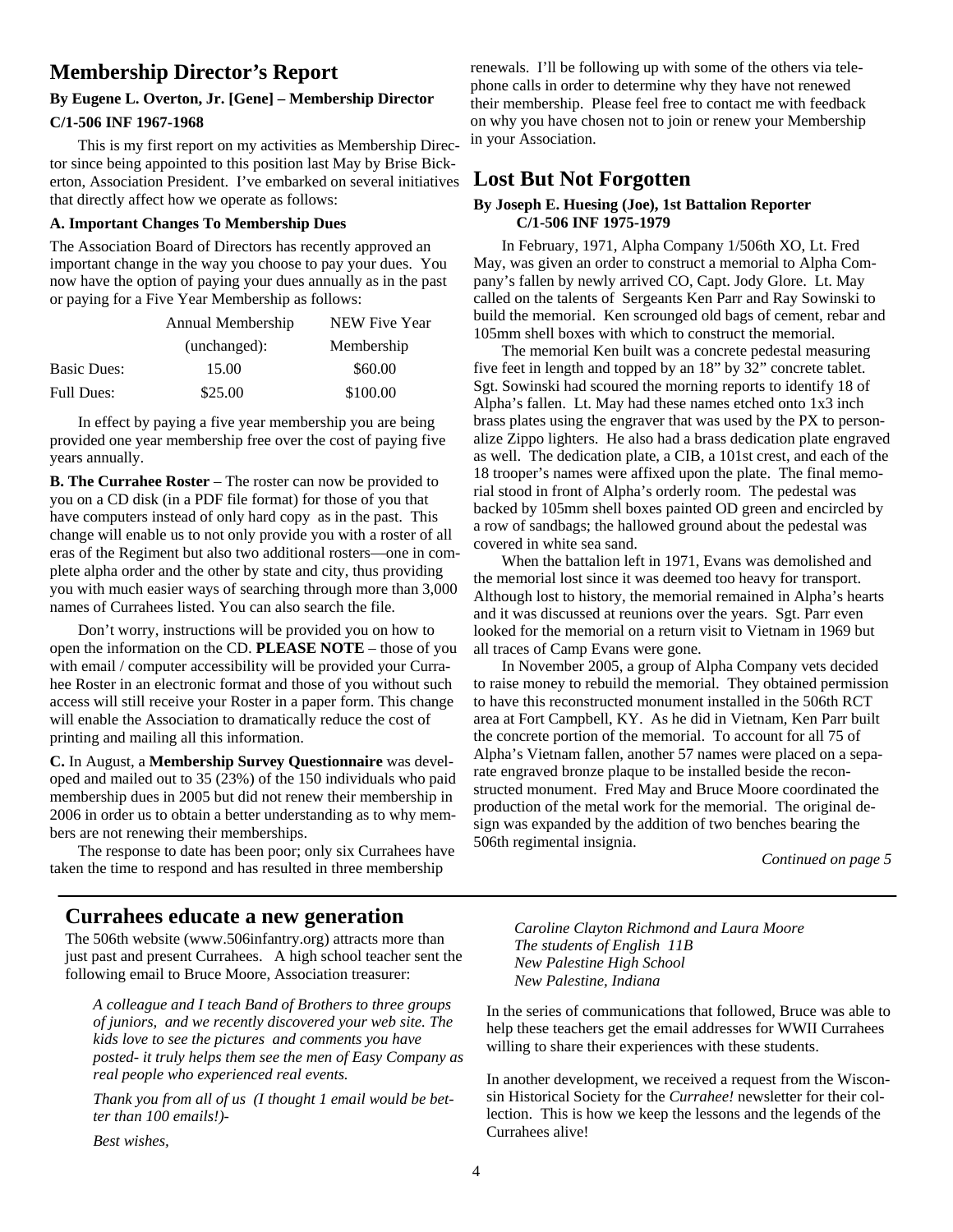## Membership Director's Report

**By Eugene L. Overton, Jr. [Gene] – Membership Director**

**C/1-506 INF 1967-1968**

This is my first report on my activities as Membership Director since being appointed to this position last May by Brise Bickerton, Association President. I've embarked on several initiatives that directly affect how we operate as follows:

**A. Important Changes To Membership Dues**

The Association Board of Directors has recently approved an important change in the way you choose to pay your dues. You now have the option of paying your dues annually as in the past or paying for a Five Year Membership as follows:

| | Annual Membership (unchanged): | NEW Five Year Membership |
|---|---|---|
| Basic Dues: | 15.00 | \$60.00 |
| Full Dues: | \$25.00 | \$100.00 |

In effect by paying a five year membership you are being provided one year membership free over the cost of paying five years annually.

**B. The Currahee Roster** – The roster can now be provided to you on a CD disk (in a PDF file format) for those of you that have computers instead of only hard copy as in the past. This change will enable us to not only provide you with a roster of all eras of the Regiment but also two additional rosters—one in complete alpha order and the other by state and city, thus providing you with much easier ways of searching through more than 3,000 names of Currahees listed. You can also search the file.

Don't worry, instructions will be provided you on how to open the information on the CD. **PLEASE NOTE** – those of you with email / computer accessibility will be provided your Currahee Roster in an electronic format and those of you without such access will still receive your Roster in a paper form. This change will enable the Association to dramatically reduce the cost of printing and mailing all this information.

**C.** In August, a **Membership Survey Questionnaire** was developed and mailed out to 35 (23%) of the 150 individuals who paid membership dues in 2005 but did not renew their membership in 2006 in order us to obtain a better understanding as to why members are not renewing their memberships.

The response to date has been poor; only six Currahees have taken the time to respond and has resulted in three membership renewals. I'll be following up with some of the others via telephone calls in order to determine why they have not renewed their membership. Please feel free to contact me with feedback on why you have chosen not to join or renew your Membership in your Association.

## Lost But Not Forgotten

**By Joseph E. Huesing (Joe), 1st Battalion Reporter C/1-506 INF 1975-1979**

In February, 1971, Alpha Company 1/506th XO, Lt. Fred May, was given an order to construct a memorial to Alpha Company's fallen by newly arrived CO, Capt. Jody Glore. Lt. May called on the talents of Sergeants Ken Parr and Ray Sowinski to build the memorial. Ken scrounged old bags of cement, rebar and 105mm shell boxes with which to construct the memorial.

The memorial Ken built was a concrete pedestal measuring five feet in length and topped by an 18" by 32" concrete tablet. Sgt. Sowinski had scoured the morning reports to identify 18 of Alpha's fallen. Lt. May had these names etched onto 1x3 inch brass plates using the engraver that was used by the PX to personalize Zippo lighters. He also had a brass dedication plate engraved as well. The dedication plate, a CIB, a 101st crest, and each of the 18 trooper's names were affixed upon the plate. The final memorial stood in front of Alpha's orderly room. The pedestal was backed by 105mm shell boxes painted OD green and encircled by a row of sandbags; the hallowed ground about the pedestal was covered in white sea sand.

When the battalion left in 1971, Evans was demolished and the memorial lost since it was deemed too heavy for transport. Although lost to history, the memorial remained in Alpha's hearts and it was discussed at reunions over the years. Sgt. Parr even looked for the memorial on a return visit to Vietnam in 1969 but all traces of Camp Evans were gone.

In November 2005, a group of Alpha Company vets decided to raise money to rebuild the memorial. They obtained permission to have this reconstructed monument installed in the 506th RCT area at Fort Campbell, KY. As he did in Vietnam, Ken Parr built the concrete portion of the memorial. To account for all 75 of Alpha's Vietnam fallen, another 57 names were placed on a separate engraved bronze plaque to be installed beside the reconstructed monument. Fred May and Bruce Moore coordinated the production of the metal work for the memorial. The original design was expanded by the addition of two benches bearing the 506th regimental insignia.

*Continued on page 5*

## Currahees educate a new generation

The 506th website (www.506infantry.org) attracts more than just past and present Currahees. A high school teacher sent the following email to Bruce Moore, Association treasurer:

> *A colleague and I teach Band of Brothers to three groups of juniors, and we recently discovered your web site. The kids love to see the pictures and comments you have posted- it truly helps them see the men of Easy Company as real people who experienced real events.*
>
> *Thank you from all of us (I thought 1 email would be better than 100 emails!)-*
>
> *Best wishes,*
>
> *Caroline Clayton Richmond and Laura Moore*
> *The students of English 11B*
> *New Palestine High School*
> *New Palestine, Indiana*

In the series of communications that followed, Bruce was able to help these teachers get the email addresses for WWII Currahees willing to share their experiences with these students.

In another development, we received a request from the Wisconsin Historical Society for the *Currahee!* newsletter for their collection. This is how we keep the lessons and the legends of the Currahees alive!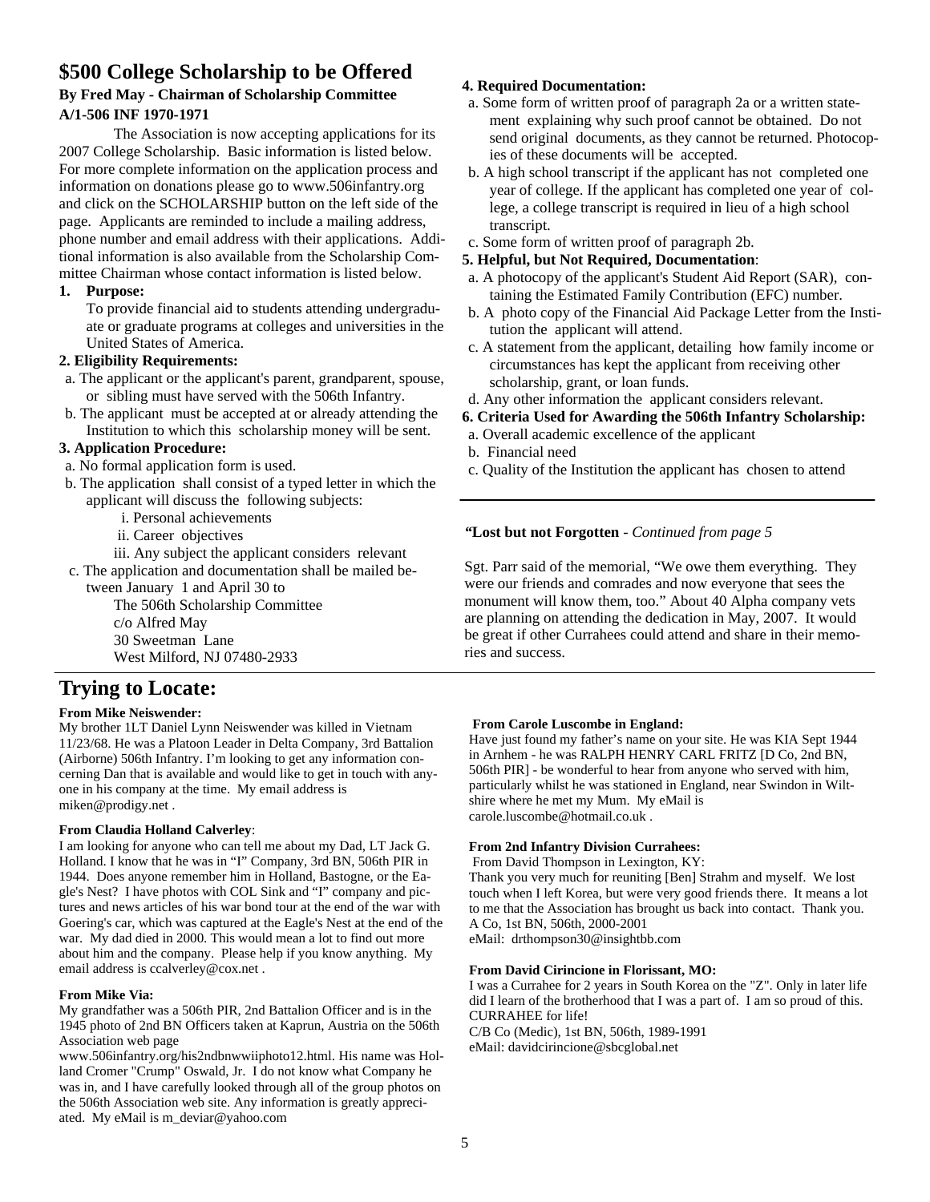## $500 College Scholarship to be Offered

**By Fred May - Chairman of Scholarship Committee A/1-506 INF 1970-1971**

The Association is now accepting applications for its 2007 College Scholarship. Basic information is listed below. For more complete information on the application process and information on donations please go to www.506infantry.org and click on the SCHOLARSHIP button on the left side of the page. Applicants are reminded to include a mailing address, phone number and email address with their applications. Additional information is also available from the Scholarship Committee Chairman whose contact information is listed below.

**1. Purpose:**

To provide financial aid to students attending undergraduate or graduate programs at colleges and universities in the United States of America.

**2. Eligibility Requirements:**

a. The applicant or the applicant's parent, grandparent, spouse, or sibling must have served with the 506th Infantry.

b. The applicant must be accepted at or already attending the Institution to which this scholarship money will be sent.

**3. Application Procedure:**

a. No formal application form is used.

b. The application shall consist of a typed letter in which the applicant will discuss the following subjects:

- i. Personal achievements
- ii. Career objectives
- iii. Any subject the applicant considers relevant

c. The application and documentation shall be mailed between January 1 and April 30 to

The 506th Scholarship Committee
c/o Alfred May
30 Sweetman Lane
West Milford, NJ 07480-2933

**4. Required Documentation:**

a. Some form of written proof of paragraph 2a or a written statement explaining why such proof cannot be obtained. Do not send original documents, as they cannot be returned. Photocopies of these documents will be accepted.

b. A high school transcript if the applicant has not completed one year of college. If the applicant has completed one year of college, a college transcript is required in lieu of a high school transcript.

c. Some form of written proof of paragraph 2b.

**5. Helpful, but Not Required, Documentation**:

a. A photocopy of the applicant's Student Aid Report (SAR), containing the Estimated Family Contribution (EFC) number.

b. A photo copy of the Financial Aid Package Letter from the Institution the applicant will attend.

c. A statement from the applicant, detailing how family income or circumstances has kept the applicant from receiving other scholarship, grant, or loan funds.

d. Any other information the applicant considers relevant.

**6. Criteria Used for Awarding the 506th Infantry Scholarship:**

a. Overall academic excellence of the applicant

b. Financial need

c. Quality of the Institution the applicant has chosen to attend

---

**"Lost but not Forgotten** - *Continued from page 5*

Sgt. Parr said of the memorial, "We owe them everything. They were our friends and comrades and now everyone that sees the monument will know them, too." About 40 Alpha company vets are planning on attending the dedication in May, 2007. It would be great if other Currahees could attend and share in their memories and success.

---

## Trying to Locate:

**From Mike Neiswender:**

My brother 1LT Daniel Lynn Neiswender was killed in Vietnam 11/23/68. He was a Platoon Leader in Delta Company, 3rd Battalion (Airborne) 506th Infantry. I'm looking to get any information concerning Dan that is available and would like to get in touch with anyone in his company at the time. My email address is miken@prodigy.net .

**From Claudia Holland Calverley**:

I am looking for anyone who can tell me about my Dad, LT Jack G. Holland. I know that he was in "I" Company, 3rd BN, 506th PIR in 1944. Does anyone remember him in Holland, Bastogne, or the Eagle's Nest? I have photos with COL Sink and "I" company and pictures and news articles of his war bond tour at the end of the war with Goering's car, which was captured at the Eagle's Nest at the end of the war. My dad died in 2000. This would mean a lot to find out more about him and the company. Please help if you know anything. My email address is ccalverley@cox.net .

**From Mike Via:**

My grandfather was a 506th PIR, 2nd Battalion Officer and is in the 1945 photo of 2nd BN Officers taken at Kaprun, Austria on the 506th Association web page www.506infantry.org/his2ndbnwwiiphoto12.html. His name was Holland Cromer "Crump" Oswald, Jr. I do not know what Company he was in, and I have carefully looked through all of the group photos on the 506th Association web site. Any information is greatly appreciated. My eMail is m_deviar@yahoo.com

**From Carole Luscombe in England:**

Have just found my father's name on your site. He was KIA Sept 1944 in Arnhem - he was RALPH HENRY CARL FRITZ [D Co, 2nd BN, 506th PIR] - be wonderful to hear from anyone who served with him, particularly whilst he was stationed in England, near Swindon in Wiltshire where he met my Mum. My eMail is carole.luscombe@hotmail.co.uk .

**From 2nd Infantry Division Currahees:**

From David Thompson in Lexington, KY:

Thank you very much for reuniting [Ben] Strahm and myself. We lost touch when I left Korea, but were very good friends there. It means a lot to me that the Association has brought us back into contact. Thank you.
A Co, 1st BN, 506th, 2000-2001
eMail: drthompson30@insightbb.com

**From David Cirincione in Florissant, MO:**

I was a Currahee for 2 years in South Korea on the "Z". Only in later life did I learn of the brotherhood that I was a part of. I am so proud of this. CURRAHEE for life!
C/B Co (Medic), 1st BN, 506th, 1989-1991
eMail: davidcirincione@sbcglobal.net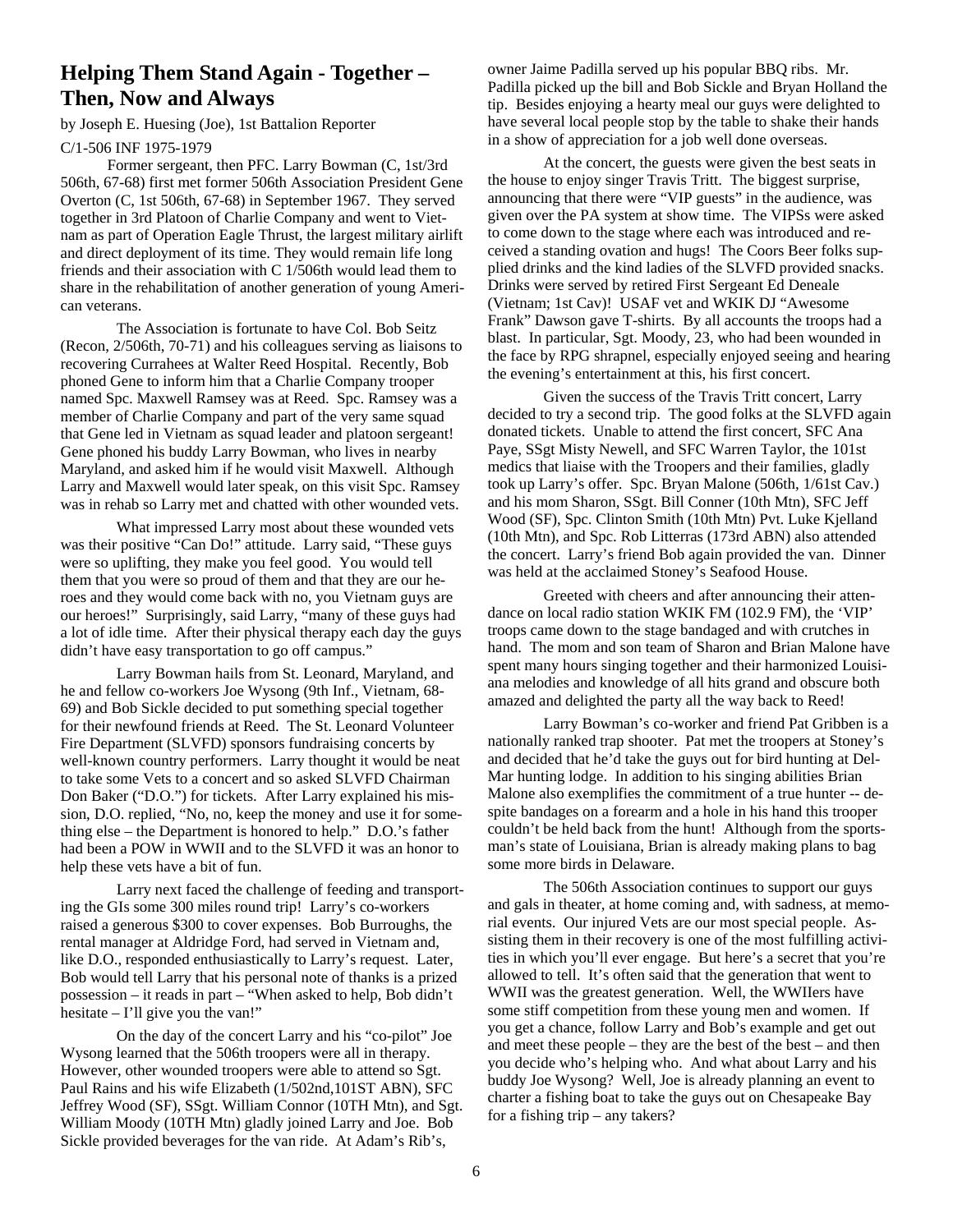## Helping Them Stand Again - Together – Then, Now and Always

by Joseph E. Huesing (Joe), 1st Battalion Reporter

C/1-506 INF 1975-1979

Former sergeant, then PFC. Larry Bowman (C, 1st/3rd 506th, 67-68) first met former 506th Association President Gene Overton (C, 1st 506th, 67-68) in September 1967. They served together in 3rd Platoon of Charlie Company and went to Vietnam as part of Operation Eagle Thrust, the largest military airlift and direct deployment of its time. They would remain life long friends and their association with C 1/506th would lead them to share in the rehabilitation of another generation of young American veterans.

The Association is fortunate to have Col. Bob Seitz (Recon, 2/506th, 70-71) and his colleagues serving as liaisons to recovering Currahees at Walter Reed Hospital. Recently, Bob phoned Gene to inform him that a Charlie Company trooper named Spc. Maxwell Ramsey was at Reed. Spc. Ramsey was a member of Charlie Company and part of the very same squad that Gene led in Vietnam as squad leader and platoon sergeant! Gene phoned his buddy Larry Bowman, who lives in nearby Maryland, and asked him if he would visit Maxwell. Although Larry and Maxwell would later speak, on this visit Spc. Ramsey was in rehab so Larry met and chatted with other wounded vets.

What impressed Larry most about these wounded vets was their positive "Can Do!" attitude. Larry said, "These guys were so uplifting, they make you feel good. You would tell them that you were so proud of them and that they are our heroes and they would come back with no, you Vietnam guys are our heroes!" Surprisingly, said Larry, "many of these guys had a lot of idle time. After their physical therapy each day the guys didn't have easy transportation to go off campus."

Larry Bowman hails from St. Leonard, Maryland, and he and fellow co-workers Joe Wysong (9th Inf., Vietnam, 68-69) and Bob Sickle decided to put something special together for their newfound friends at Reed. The St. Leonard Volunteer Fire Department (SLVFD) sponsors fundraising concerts by well-known country performers. Larry thought it would be neat to take some Vets to a concert and so asked SLVFD Chairman Don Baker ("D.O.") for tickets. After Larry explained his mission, D.O. replied, "No, no, keep the money and use it for something else – the Department is honored to help." D.O.'s father had been a POW in WWII and to the SLVFD it was an honor to help these vets have a bit of fun.

Larry next faced the challenge of feeding and transporting the GIs some 300 miles round trip! Larry's co-workers raised a generous $300 to cover expenses. Bob Burroughs, the rental manager at Aldridge Ford, had served in Vietnam and, like D.O., responded enthusiastically to Larry's request. Later, Bob would tell Larry that his personal note of thanks is a prized possession – it reads in part – "When asked to help, Bob didn't hesitate – I'll give you the van!"

On the day of the concert Larry and his "co-pilot" Joe Wysong learned that the 506th troopers were all in therapy. However, other wounded troopers were able to attend so Sgt. Paul Rains and his wife Elizabeth (1/502nd,101ST ABN), SFC Jeffrey Wood (SF), SSgt. William Connor (10TH Mtn), and Sgt. William Moody (10TH Mtn) gladly joined Larry and Joe. Bob Sickle provided beverages for the van ride. At Adam's Rib's, owner Jaime Padilla served up his popular BBQ ribs. Mr. Padilla picked up the bill and Bob Sickle and Bryan Holland the tip. Besides enjoying a hearty meal our guys were delighted to have several local people stop by the table to shake their hands in a show of appreciation for a job well done overseas.

At the concert, the guests were given the best seats in the house to enjoy singer Travis Tritt. The biggest surprise, announcing that there were "VIP guests" in the audience, was given over the PA system at show time. The VIPSs were asked to come down to the stage where each was introduced and received a standing ovation and hugs! The Coors Beer folks supplied drinks and the kind ladies of the SLVFD provided snacks. Drinks were served by retired First Sergeant Ed Deneale (Vietnam; 1st Cav)! USAF vet and WKIK DJ "Awesome Frank" Dawson gave T-shirts. By all accounts the troops had a blast. In particular, Sgt. Moody, 23, who had been wounded in the face by RPG shrapnel, especially enjoyed seeing and hearing the evening's entertainment at this, his first concert.

Given the success of the Travis Tritt concert, Larry decided to try a second trip. The good folks at the SLVFD again donated tickets. Unable to attend the first concert, SFC Ana Paye, SSgt Misty Newell, and SFC Warren Taylor, the 101st medics that liaise with the Troopers and their families, gladly took up Larry's offer. Spc. Bryan Malone (506th, 1/61st Cav.) and his mom Sharon, SSgt. Bill Conner (10th Mtn), SFC Jeff Wood (SF), Spc. Clinton Smith (10th Mtn) Pvt. Luke Kjelland (10th Mtn), and Spc. Rob Litterras (173rd ABN) also attended the concert. Larry's friend Bob again provided the van. Dinner was held at the acclaimed Stoney's Seafood House.

Greeted with cheers and after announcing their attendance on local radio station WKIK FM (102.9 FM), the 'VIP' troops came down to the stage bandaged and with crutches in hand. The mom and son team of Sharon and Brian Malone have spent many hours singing together and their harmonized Louisiana melodies and knowledge of all hits grand and obscure both amazed and delighted the party all the way back to Reed!

Larry Bowman's co-worker and friend Pat Gribben is a nationally ranked trap shooter. Pat met the troopers at Stoney's and decided that he'd take the guys out for bird hunting at Del-Mar hunting lodge. In addition to his singing abilities Brian Malone also exemplifies the commitment of a true hunter -- despite bandages on a forearm and a hole in his hand this trooper couldn't be held back from the hunt! Although from the sportsman's state of Louisiana, Brian is already making plans to bag some more birds in Delaware.

The 506th Association continues to support our guys and gals in theater, at home coming and, with sadness, at memorial events. Our injured Vets are our most special people. Assisting them in their recovery is one of the most fulfilling activities in which you'll ever engage. But here's a secret that you're allowed to tell. It's often said that the generation that went to WWII was the greatest generation. Well, the WWIIers have some stiff competition from these young men and women. If you get a chance, follow Larry and Bob's example and get out and meet these people – they are the best of the best – and then you decide who's helping who. And what about Larry and his buddy Joe Wysong? Well, Joe is already planning an event to charter a fishing boat to take the guys out on Chesapeake Bay for a fishing trip – any takers?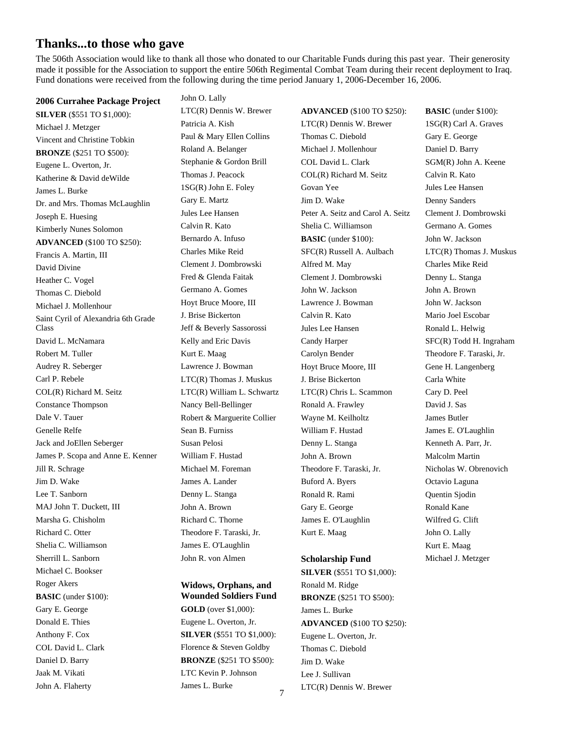## Thanks...to those who gave

The 506th Association would like to thank all those who donated to our Charitable Funds during this past year. Their generosity made it possible for the Association to support the entire 506th Regimental Combat Team during their recent deployment to Iraq. Fund donations were received from the following during the time period January 1, 2006-December 16, 2006.

### 2006 Currahee Package Project

**SILVER** ($551 TO $1,000):

Michael J. Metzger
Vincent and Christine Tobkin

**BRONZE** ($251 TO $500):

Eugene L. Overton, Jr.
Katherine & David deWilde
James L. Burke
Dr. and Mrs. Thomas McLaughlin
Joseph E. Huesing
Kimberly Nunes Solomon

**ADVANCED** ($100 TO $250):

Francis A. Martin, III
David Divine
Heather C. Vogel
Thomas C. Diebold
Michael J. Mollenhour
Saint Cyril of Alexandria 6th Grade Class
David L. McNamara
Robert M. Tuller
Audrey R. Seberger
Carl P. Rebele
COL(R) Richard M. Seitz
Constance Thompson
Dale V. Tauer
Genelle Relfe
Jack and JoEllen Seberger
James P. Scopa and Anne E. Kenner
Jill R. Schrage
Jim D. Wake
Lee T. Sanborn
MAJ John T. Duckett, III
Marsha G. Chisholm
Richard C. Otter
Shelia C. Williamson
Sherrill L. Sanborn
Michael C. Bookser
Roger Akers

**BASIC** (under $100):

Gary E. George
Donald E. Thies
Anthony F. Cox
COL David L. Clark
Daniel D. Barry
Jaak M. Vikati
John A. Flaherty
John O. Lally
LTC(R) Dennis W. Brewer
Patricia A. Kish
Paul & Mary Ellen Collins
Roland A. Belanger
Stephanie & Gordon Brill
Thomas J. Peacock
1SG(R) John E. Foley
Gary E. Martz
Jules Lee Hansen
Calvin R. Kato
Bernardo A. Infuso
Charles Mike Reid
Clement J. Dombrowski
Fred & Glenda Faitak
Germano A. Gomes
Hoyt Bruce Moore, III
J. Brise Bickerton
Jeff & Beverly Sassorossi
Kelly and Eric Davis
Kurt E. Maag
Lawrence J. Bowman
LTC(R) Thomas J. Muskus
LTC(R) William L. Schwartz
Nancy Bell-Bellinger
Robert & Marguerite Collier
Sean B. Furniss
Susan Pelosi
William F. Hustad
Michael M. Foreman
James A. Lander
Denny L. Stanga
John A. Brown
Richard C. Thorne
Theodore F. Taraski, Jr.
James E. O'Laughlin
John R. von Almen

### Widows, Orphans, and Wounded Soldiers Fund

**GOLD** (over $1,000):

Eugene L. Overton, Jr.

**SILVER** ($551 TO $1,000):

Florence & Steven Goldby

**BRONZE** ($251 TO $500):

LTC Kevin P. Johnson
James L. Burke

**ADVANCED** ($100 TO $250):

LTC(R) Dennis W. Brewer
Thomas C. Diebold
Michael J. Mollenhour
COL David L. Clark
COL(R) Richard M. Seitz
Govan Yee
Jim D. Wake
Peter A. Seitz and Carol A. Seitz
Shelia C. Williamson

**BASIC** (under $100):

SFC(R) Russell A. Aulbach
Alfred M. May
Clement J. Dombrowski
John W. Jackson
Lawrence J. Bowman
Calvin R. Kato
Jules Lee Hansen
Candy Harper
Carolyn Bender
Hoyt Bruce Moore, III
J. Brise Bickerton
LTC(R) Chris L. Scammon
Ronald A. Frawley
Wayne M. Keilholtz
William F. Hustad
Denny L. Stanga
John A. Brown
Theodore F. Taraski, Jr.
Buford A. Byers
Ronald R. Rami
Gary E. George
James E. O'Laughlin
Kurt E. Maag

### Scholarship Fund

**SILVER** ($551 TO $1,000):

Ronald M. Ridge

**BRONZE** ($251 TO $500):

James L. Burke

**ADVANCED** ($100 TO $250):

Eugene L. Overton, Jr.
Thomas C. Diebold
Jim D. Wake
Lee J. Sullivan
LTC(R) Dennis W. Brewer

**BASIC** (under $100):

1SG(R) Carl A. Graves
Gary E. George
Daniel D. Barry
SGM(R) John A. Keene
Calvin R. Kato
Jules Lee Hansen
Denny Sanders
Clement J. Dombrowski
Germano A. Gomes
John W. Jackson
LTC(R) Thomas J. Muskus
Charles Mike Reid
Denny L. Stanga
John A. Brown
John W. Jackson
Mario Joel Escobar
Ronald L. Helwig
SFC(R) Todd H. Ingraham
Theodore F. Taraski, Jr.
Gene H. Langenberg
Carla White
Cary D. Peel
David J. Sas
James Butler
James E. O'Laughlin
Kenneth A. Parr, Jr.
Malcolm Martin
Nicholas W. Obrenovich
Octavio Laguna
Quentin Sjodin
Ronald Kane
Wilfred G. Clift
John O. Lally
Kurt E. Maag
Michael J. Metzger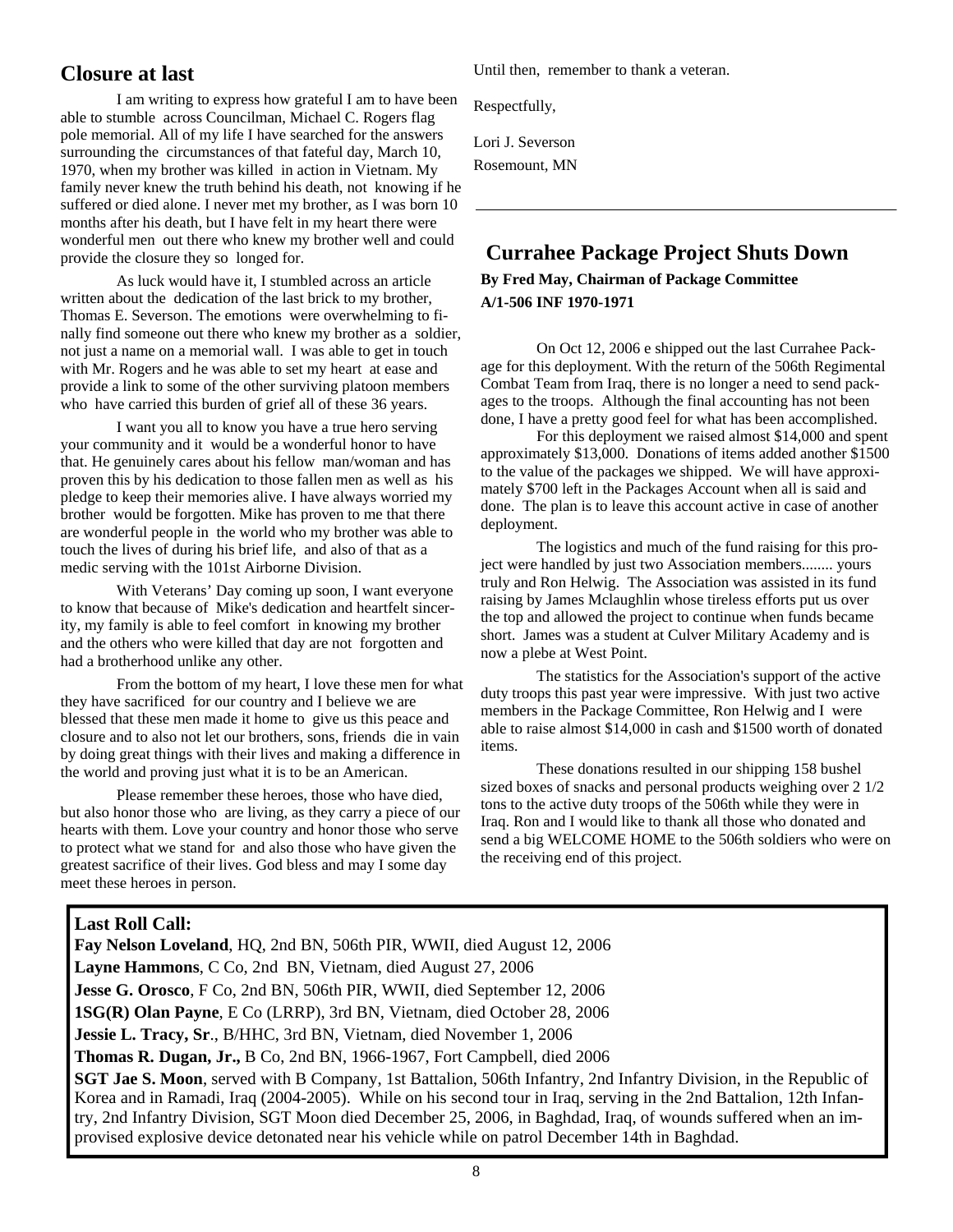## Closure at last

I am writing to express how grateful I am to have been able to stumble across Councilman, Michael C. Rogers flag pole memorial. All of my life I have searched for the answers surrounding the circumstances of that fateful day, March 10, 1970, when my brother was killed in action in Vietnam. My family never knew the truth behind his death, not knowing if he suffered or died alone. I never met my brother, as I was born 10 months after his death, but I have felt in my heart there were wonderful men out there who knew my brother well and could provide the closure they so longed for.

As luck would have it, I stumbled across an article written about the dedication of the last brick to my brother, Thomas E. Severson. The emotions were overwhelming to finally find someone out there who knew my brother as a soldier, not just a name on a memorial wall. I was able to get in touch with Mr. Rogers and he was able to set my heart at ease and provide a link to some of the other surviving platoon members who have carried this burden of grief all of these 36 years.

I want you all to know you have a true hero serving your community and it would be a wonderful honor to have that. He genuinely cares about his fellow man/woman and has proven this by his dedication to those fallen men as well as his pledge to keep their memories alive. I have always worried my brother would be forgotten. Mike has proven to me that there are wonderful people in the world who my brother was able to touch the lives of during his brief life, and also of that as a medic serving with the 101st Airborne Division.

With Veterans' Day coming up soon, I want everyone to know that because of Mike's dedication and heartfelt sincerity, my family is able to feel comfort in knowing my brother and the others who were killed that day are not forgotten and had a brotherhood unlike any other.

From the bottom of my heart, I love these men for what they have sacrificed for our country and I believe we are blessed that these men made it home to give us this peace and closure and to also not let our brothers, sons, friends die in vain by doing great things with their lives and making a difference in the world and proving just what it is to be an American.

Please remember these heroes, those who have died, but also honor those who are living, as they carry a piece of our hearts with them. Love your country and honor those who serve to protect what we stand for and also those who have given the greatest sacrifice of their lives. God bless and may I some day meet these heroes in person.

Until then, remember to thank a veteran.

Respectfully,

Lori J. Severson
Rosemount, MN

---

## Currahee Package Project Shuts Down

**By Fred May, Chairman of Package Committee**
**A/1-506 INF 1970-1971**

On Oct 12, 2006 e shipped out the last Currahee Package for this deployment. With the return of the 506th Regimental Combat Team from Iraq, there is no longer a need to send packages to the troops. Although the final accounting has not been done, I have a pretty good feel for what has been accomplished.

For this deployment we raised almost $14,000 and spent approximately $13,000. Donations of items added another $1500 to the value of the packages we shipped. We will have approximately $700 left in the Packages Account when all is said and done. The plan is to leave this account active in case of another deployment.

The logistics and much of the fund raising for this project were handled by just two Association members........ yours truly and Ron Helwig. The Association was assisted in its fund raising by James Mclaughlin whose tireless efforts put us over the top and allowed the project to continue when funds became short. James was a student at Culver Military Academy and is now a plebe at West Point.

The statistics for the Association's support of the active duty troops this past year were impressive. With just two active members in the Package Committee, Ron Helwig and I were able to raise almost $14,000 in cash and $1500 worth of donated items.

These donations resulted in our shipping 158 bushel sized boxes of snacks and personal products weighing over 2 1/2 tons to the active duty troops of the 506th while they were in Iraq. Ron and I would like to thank all those who donated and send a big WELCOME HOME to the 506th soldiers who were on the receiving end of this project.

---

**Last Roll Call:**

**Fay Nelson Loveland**, HQ, 2nd BN, 506th PIR, WWII, died August 12, 2006

**Layne Hammons**, C Co, 2nd BN, Vietnam, died August 27, 2006

**Jesse G. Orosco**, F Co, 2nd BN, 506th PIR, WWII, died September 12, 2006

**1SG(R) Olan Payne**, E Co (LRRP), 3rd BN, Vietnam, died October 28, 2006

**Jessie L. Tracy, Sr**., B/HHC, 3rd BN, Vietnam, died November 1, 2006

**Thomas R. Dugan, Jr.,** B Co, 2nd BN, 1966-1967, Fort Campbell, died 2006

**SGT Jae S. Moon**, served with B Company, 1st Battalion, 506th Infantry, 2nd Infantry Division, in the Republic of Korea and in Ramadi, Iraq (2004-2005). While on his second tour in Iraq, serving in the 2nd Battalion, 12th Infantry, 2nd Infantry Division, SGT Moon died December 25, 2006, in Baghdad, Iraq, of wounds suffered when an improvised explosive device detonated near his vehicle while on patrol December 14th in Baghdad.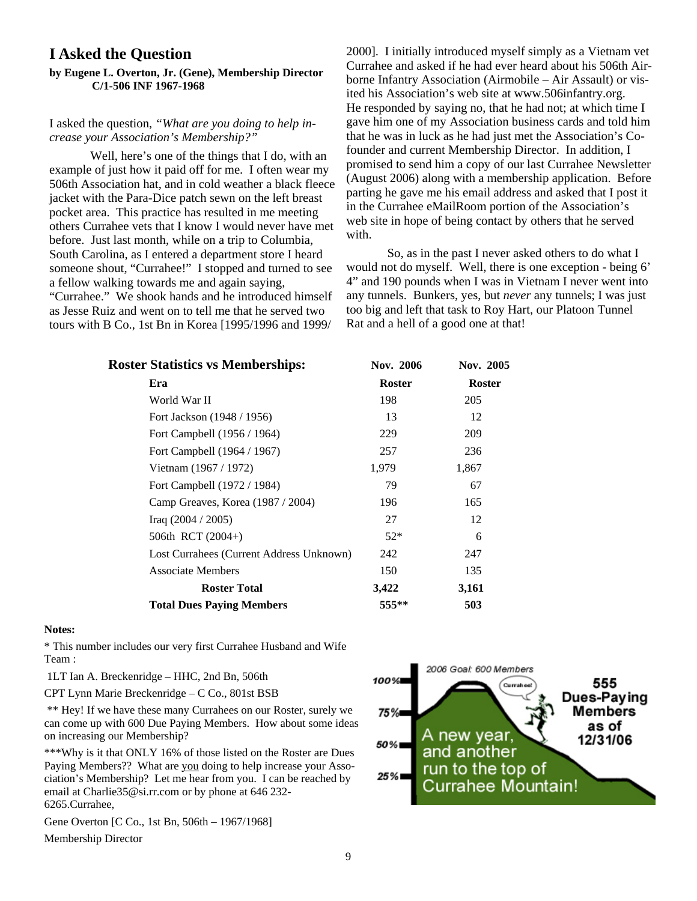## I Asked the Question

**by Eugene L. Overton, Jr. (Gene), Membership Director C/1-506 INF 1967-1968**

I asked the question, *"What are you doing to help increase your Association's Membership?"*

Well, here's one of the things that I do, with an example of just how it paid off for me. I often wear my 506th Association hat, and in cold weather a black fleece jacket with the Para-Dice patch sewn on the left breast pocket area. This practice has resulted in me meeting others Currahee vets that I know I would never have met before. Just last month, while on a trip to Columbia, South Carolina, as I entered a department store I heard someone shout, "Currahee!" I stopped and turned to see a fellow walking towards me and again saying, "Currahee." We shook hands and he introduced himself as Jesse Ruiz and went on to tell me that he served two tours with B Co., 1st Bn in Korea [1995/1996 and 1999/2000]. I initially introduced myself simply as a Vietnam vet Currahee and asked if he had ever heard about his 506th Airborne Infantry Association (Airmobile – Air Assault) or visited his Association's web site at www.506infantry.org. He responded by saying no, that he had not; at which time I gave him one of my Association business cards and told him that he was in luck as he had just met the Association's Cofounder and current Membership Director. In addition, I promised to send him a copy of our last Currahee Newsletter (August 2006) along with a membership application. Before parting he gave me his email address and asked that I post it in the Currahee eMailRoom portion of the Association's web site in hope of being contact by others that he served with.

So, as in the past I never asked others to do what I would not do myself. Well, there is one exception - being 6' 4" and 190 pounds when I was in Vietnam I never went into any tunnels. Bunkers, yes, but *never* any tunnels; I was just too big and left that task to Roy Hart, our Platoon Tunnel Rat and a hell of a good one at that!

**Roster Statistics vs Memberships:**

| Era | Nov. 2006 Roster | Nov. 2005 Roster |
|---|---|---|
| World War II | 198 | 205 |
| Fort Jackson (1948 / 1956) | 13 | 12 |
| Fort Campbell (1956 / 1964) | 229 | 209 |
| Fort Campbell (1964 / 1967) | 257 | 236 |
| Vietnam (1967 / 1972) | 1,979 | 1,867 |
| Fort Campbell (1972 / 1984) | 79 | 67 |
| Camp Greaves, Korea (1987 / 2004) | 196 | 165 |
| Iraq (2004 / 2005) | 27 | 12 |
| 506th RCT (2004+) | 52* | 6 |
| Lost Currahees (Current Address Unknown) | 242 | 247 |
| Associate Members | 150 | 135 |
| **Roster Total** | **3,422** | **3,161** |
| **Total Dues Paying Members** | **555**** | **503** |

**Notes:**

* This number includes our very first Currahee Husband and Wife Team :

1LT Ian A. Breckenridge – HHC, 2nd Bn, 506th

CPT Lynn Marie Breckenridge – C Co., 801st BSB

** Hey! If we have these many Currahees on our Roster, surely we can come up with 600 Due Paying Members. How about some ideas on increasing our Membership?

***Why is it that ONLY 16% of those listed on the Roster are Dues Paying Members?? What are you doing to help increase your Association's Membership? Let me hear from you. I can be reached by email at Charlie35@si.rr.com or by phone at 646 232-6265.Currahee,

Gene Overton [C Co., 1st Bn, 506th – 1967/1968]

Membership Director

2006 Goal: 600 Members

555 Dues-Paying Members as of 12/31/06

A new year, and another run to the top of Currahee Mountain!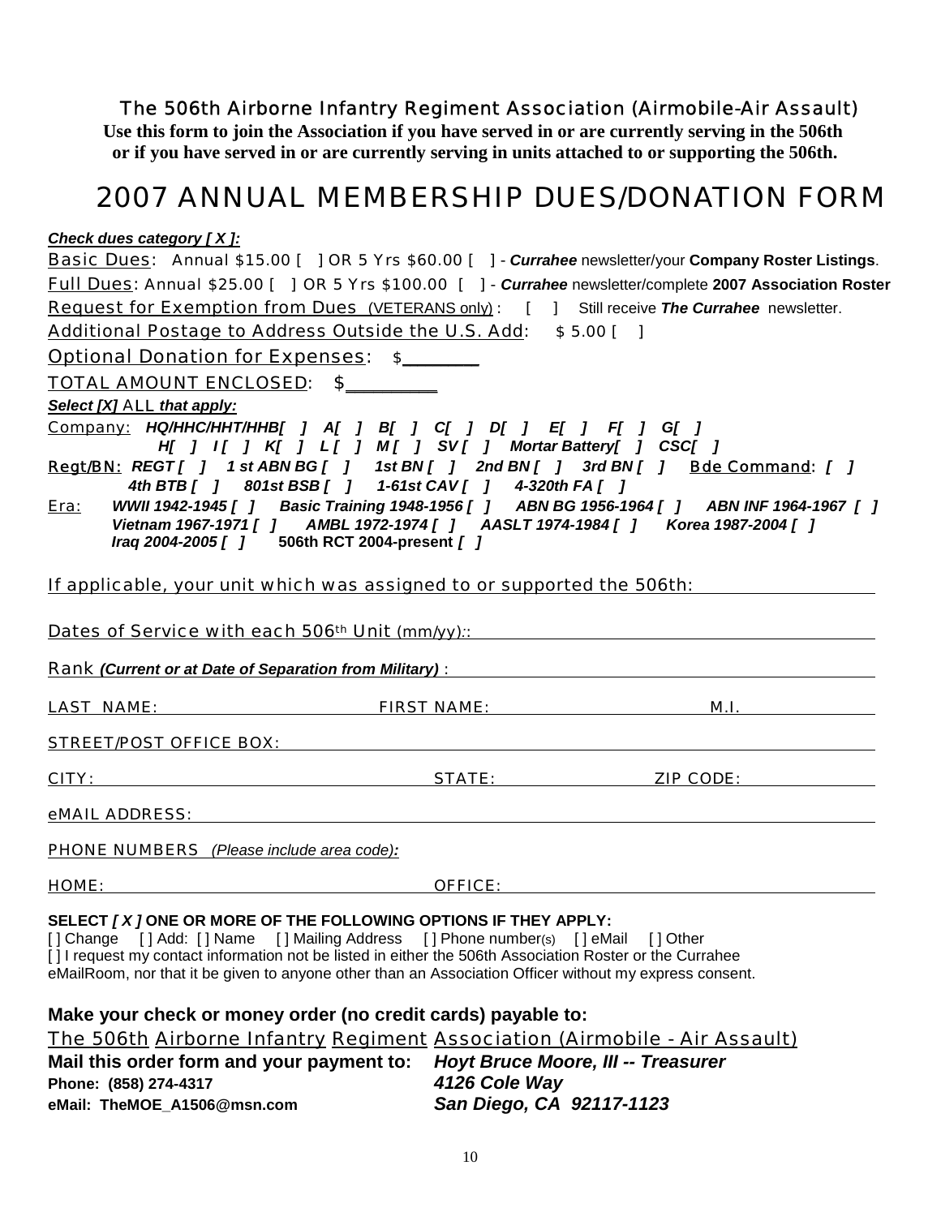## The 506th Airborne Infantry Regiment Association (Airmobile-Air Assault)

**Use this form to join the Association if you have served in or are currently serving in the 506th or if you have served in or are currently serving in units attached to or supporting the 506th.**

# 2007 ANNUAL MEMBERSHIP DUES/DONATION FORM

***Check dues category [ X ]:***

Basic Dues: Annual $15.00 [ ] OR 5 Yrs $60.00 [ ] - ***Currahee*** newsletter/your **Company Roster Listings**.

Full Dues: Annual $25.00 [ ] OR 5 Yrs $100.00 [ ] - ***Currahee*** newsletter/complete **2007 Association Roster**

Request for Exemption from Dues (VETERANS only) : [ ] Still receive ***The Currahee*** newsletter.

Additional Postage to Address Outside the U.S. Add: $ 5.00 [ ]

Optional Donation for Expenses: $________

TOTAL AMOUNT ENCLOSED: $_________

***Select [X] ALL that apply:***

Company: ***HQ/HHC/HHT/HHB[ ] A[ ] B[ ] C[ ] D[ ] E[ ] F[ ] G[ ] H[ ] I[ ] K[ ] L[ ] M[ ] SV[ ] Mortar Battery[ ] CSC[ ]***

Regt/BN: ***REGT [ ] 1 st ABN BG [ ] 1st BN [ ] 2nd BN [ ] 3rd BN [ ]*** Bde Command: ***[ ]***
***4th BTB [ ] 801st BSB [ ] 1-61st CAV [ ] 4-320th FA [ ]***

Era: ***WWII 1942-1945 [ ] Basic Training 1948-1956 [ ] ABN BG 1956-1964 [ ] ABN INF 1964-1967 [ ] Vietnam 1967-1971 [ ] AMBL 1972-1974 [ ] AASLT 1974-1984 [ ] Korea 1987-2004 [ ] Iraq 2004-2005 [ ]*** **506th RCT 2004-present *[ ]***

If applicable, your unit which was assigned to or supported the 506th: ____________

Dates of Service with each 506th Unit (mm/yy):: ____________

Rank ***(Current or at Date of Separation from Military)*** : ____________

LAST NAME: ____________ FIRST NAME: ____________ M.I. ________

STREET/POST OFFICE BOX: ____________

CITY: ____________ STATE: ________ ZIP CODE: ________

eMAIL ADDRESS: ____________

PHONE NUMBERS *(Please include area code):*

HOME: ____________ OFFICE: ____________

**SELECT *[ X ]* ONE OR MORE OF THE FOLLOWING OPTIONS IF THEY APPLY:**

[ ] Change [ ] Add: [ ] Name [ ] Mailing Address [ ] Phone number(s) [ ] eMail [ ] Other

[ ] I request my contact information not be listed in either the 506th Association Roster or the Currahee eMailRoom, nor that it be given to anyone other than an Association Officer without my express consent.

**Make your check or money order (no credit cards) payable to:**

The 506th Airborne Infantry Regiment Association (Airmobile - Air Assault)

**Mail this order form and your payment to:** ***Hoyt Bruce Moore, III -- Treasurer***
***4126 Cole Way***
***San Diego, CA 92117-1123***

**Phone: (858) 274-4317**

**eMail: TheMOE_A1506@msn.com**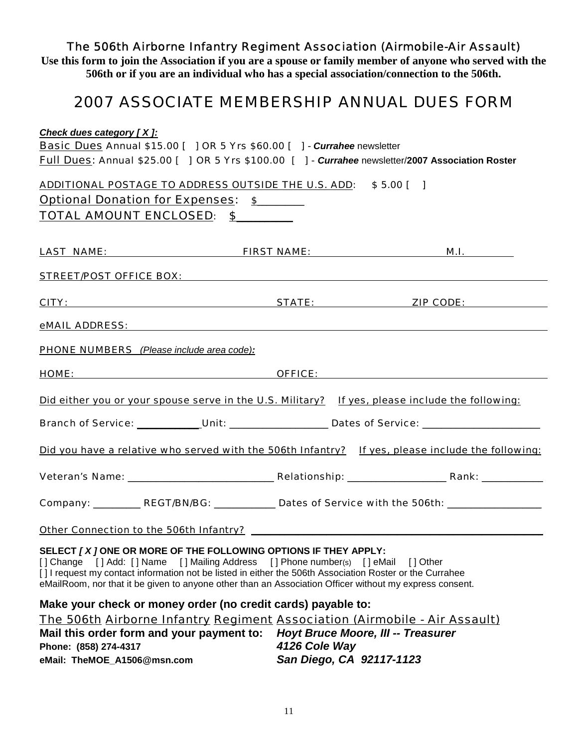# The 506th Airborne Infantry Regiment Association (Airmobile-Air Assault)

**Use this form to join the Association if you are a spouse or family member of anyone who served with the 506th or if you are an individual who has a special association/connection to the 506th.**

## 2007 ASSOCIATE MEMBERSHIP ANNUAL DUES FORM

***Check dues category [ X ]:***

Basic Dues Annual $15.00 [ ] OR 5 Yrs $60.00 [ ] - ***Currahee*** newsletter

Full Dues: Annual $25.00 [ ] OR 5 Yrs $100.00 [ ] - ***Currahee*** newsletter/**2007 Association Roster**

ADDITIONAL POSTAGE TO ADDRESS OUTSIDE THE U.S. ADD: $ 5.00 [ ]

Optional Donation for Expenses: $________

TOTAL AMOUNT ENCLOSED: $________

LAST NAME: ____________ FIRST NAME: ____________ M.I. ______

STREET/POST OFFICE BOX: ________________________________

CITY: ____________ STATE: ____________ ZIP CODE: ____________

eMAIL ADDRESS: ________________________________

PHONE NUMBERS *(Please include area code):*

HOME: ____________ OFFICE: ____________

Did either you or your spouse serve in the U.S. Military? If yes, please include the following:

Branch of Service: ___________ Unit: _________________ Dates of Service: ____________________

Did you have a relative who served with the 506th Infantry? If yes, please include the following:

Veteran's Name: _________________________ Relationship: _________________ Rank: ___________

Company: ________ REGT/BN/BG: ___________ Dates of Service with the 506th: ________________

Other Connection to the 506th Infantry? ________________________________

**SELECT *[ X ]* ONE OR MORE OF THE FOLLOWING OPTIONS IF THEY APPLY:**

[ ] Change [ ] Add: [ ] Name [ ] Mailing Address [ ] Phone number(s) [ ] eMail [ ] Other

[ ] I request my contact information not be listed in either the 506th Association Roster or the Currahee eMailRoom, nor that it be given to anyone other than an Association Officer without my express consent.

**Make your check or money order (no credit cards) payable to:**

The 506th Airborne Infantry Regiment Association (Airmobile - Air Assault)

**Mail this order form and your payment to:** ***Hoyt Bruce Moore, III -- Treasurer***

***4126 Cole Way***

***San Diego, CA 92117-1123***

**Phone: (858) 274-4317**

**eMail: TheMOE_A1506@msn.com**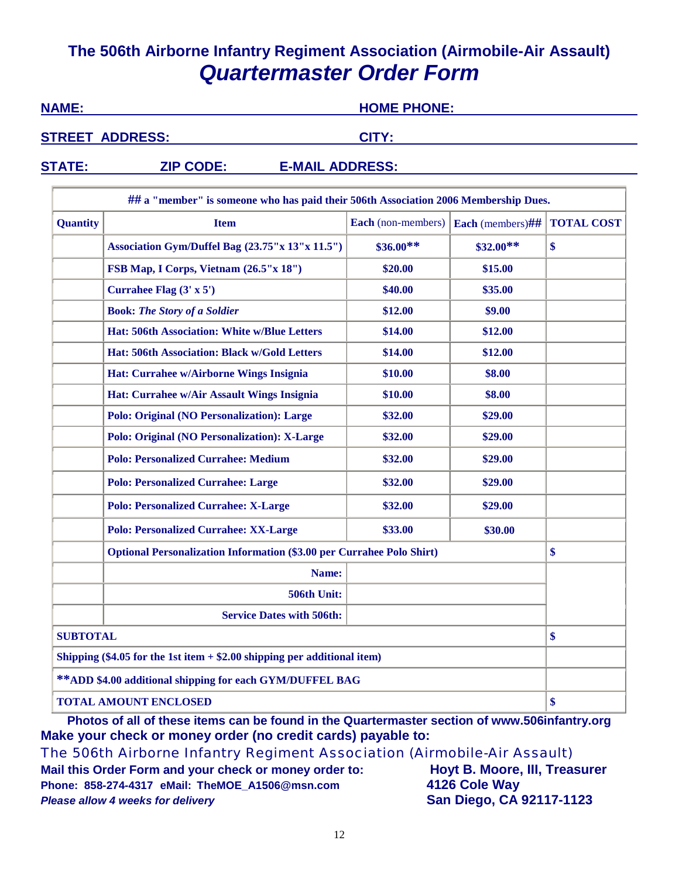# The 506th Airborne Infantry Regiment Association (Airmobile-Air Assault)

## *Quartermaster Order Form*

**NAME:** ______________________ **HOME PHONE:** ______________________

**STREET ADDRESS:** ______________________ **CITY:** ______________________

**STATE:** ________ **ZIP CODE:** ________ **E-MAIL ADDRESS:** ______________________

| ## a "member" is someone who has paid their 506th Association 2006 Membership Dues. | | | | |
|---|---|---|---|---|
| **Quantity** | **Item** | **Each** (non-members) | **Each** (members)**##** | **TOTAL COST** |
| | **Association Gym/Duffel Bag (23.75"x 13"x 11.5")** | **$36.00**** | **$32.00**** | **$** |
| | **FSB Map, I Corps, Vietnam (26.5"x 18")** | **$20.00** | **$15.00** | |
| | **Currahee Flag (3' x 5')** | **$40.00** | **$35.00** | |
| | **Book: *The Story of a Soldier*** | **$12.00** | **$9.00** | |
| | **Hat: 506th Association: White w/Blue Letters** | **$14.00** | **$12.00** | |
| | **Hat: 506th Association: Black w/Gold Letters** | **$14.00** | **$12.00** | |
| | **Hat: Currahee w/Airborne Wings Insignia** | **$10.00** | **$8.00** | |
| | **Hat: Currahee w/Air Assault Wings Insignia** | **$10.00** | **$8.00** | |
| | **Polo: Original (NO Personalization): Large** | **$32.00** | **$29.00** | |
| | **Polo: Original (NO Personalization): X-Large** | **$32.00** | **$29.00** | |
| | **Polo: Personalized Currahee: Medium** | **$32.00** | **$29.00** | |
| | **Polo: Personalized Currahee: Large** | **$32.00** | **$29.00** | |
| | **Polo: Personalized Currahee: X-Large** | **$32.00** | **$29.00** | |
| | **Polo: Personalized Currahee: XX-Large** | **$33.00** | **$30.00** | |
| | **Optional Personalization Information ($3.00 per Currahee Polo Shirt)** | | | **$** |
| | **Name:** | | | |
| | **506th Unit:** | | | |
| | **Service Dates with 506th:** | | | |
| **SUBTOTAL** | | | | **$** |
| **Shipping ($4.05 for the 1st item + $2.00 shipping per additional item)** | | | | |
| ****ADD $4.00 additional shipping for each GYM/DUFFEL BAG** | | | | |
| **TOTAL AMOUNT ENCLOSED** | | | | **$** |

**Photos of all of these items can be found in the Quartermaster section of www.506infantry.org**

**Make your check or money order (no credit cards) payable to:**

The 506th Airborne Infantry Regiment Association (Airmobile-Air Assault)

**Mail this Order Form and your check or money order to:**

**Phone: 858-274-4317 eMail: TheMOE_A1506@msn.com**

***Please allow 4 weeks for delivery***

**Hoyt B. Moore, III, Treasurer**
**4126 Cole Way**
**San Diego, CA 92117-1123**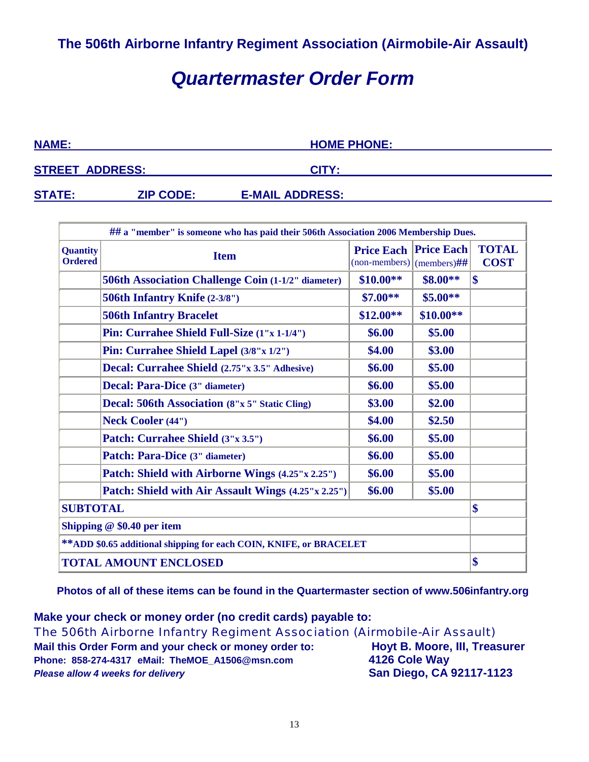## The 506th Airborne Infantry Regiment Association (Airmobile-Air Assault)

# *Quartermaster Order Form*

**NAME:** ______________________ **HOME PHONE:** ______________________

**STREET ADDRESS:** ______________________ **CITY:** ______________________

**STATE:** ________ **ZIP CODE:** ________ **E-MAIL ADDRESS:** ______________________

| ## a "member" is someone who has paid their 506th Association 2006 Membership Dues. | | | | |
|---|---|---|---|---|
| **Quantity Ordered** | **Item** | **Price Each** (non-members) | **Price Each** (members)## | **TOTAL COST** |
| | **506th Association Challenge Coin** (1-1/2" diameter) | **$10.00**** | **$8.00**** | **$** |
| | **506th Infantry Knife** (2-3/8") | **$7.00**** | **$5.00**** | |
| | **506th Infantry Bracelet** | **$12.00**** | **$10.00**** | |
| | **Pin: Currahee Shield Full-Size** (1"x 1-1/4") | **$6.00** | **$5.00** | |
| | **Pin: Currahee Shield Lapel** (3/8"x 1/2") | **$4.00** | **$3.00** | |
| | **Decal: Currahee Shield** (2.75"x 3.5" Adhesive) | **$6.00** | **$5.00** | |
| | **Decal: Para-Dice** (3" diameter) | **$6.00** | **$5.00** | |
| | **Decal: 506th Association** (8"x 5" Static Cling) | **$3.00** | **$2.00** | |
| | **Neck Cooler** (44") | **$4.00** | **$2.50** | |
| | **Patch: Currahee Shield** (3"x 3.5") | **$6.00** | **$5.00** | |
| | **Patch: Para-Dice** (3" diameter) | **$6.00** | **$5.00** | |
| | **Patch: Shield with Airborne Wings** (4.25"x 2.25") | **$6.00** | **$5.00** | |
| | **Patch: Shield with Air Assault Wings** (4.25"x 2.25") | **$6.00** | **$5.00** | |
| **SUBTOTAL** | | | | **$** |
| **Shipping @ $0.40 per item** | | | | |
| ****ADD $0.65 additional shipping for each COIN, KNIFE, or BRACELET** | | | | |
| **TOTAL AMOUNT ENCLOSED** | | | | **$** |

**Photos of all of these items can be found in the Quartermaster section of www.506infantry.org**

**Make your check or money order (no credit cards) payable to:**

The 506th Airborne Infantry Regiment Association (Airmobile-Air Assault)

**Mail this Order Form and your check or money order to:**
**Phone: 858-274-4317 eMail: TheMOE_A1506@msn.com**
***Please allow 4 weeks for delivery***

**Hoyt B. Moore, III, Treasurer**
**4126 Cole Way**
**San Diego, CA 92117-1123**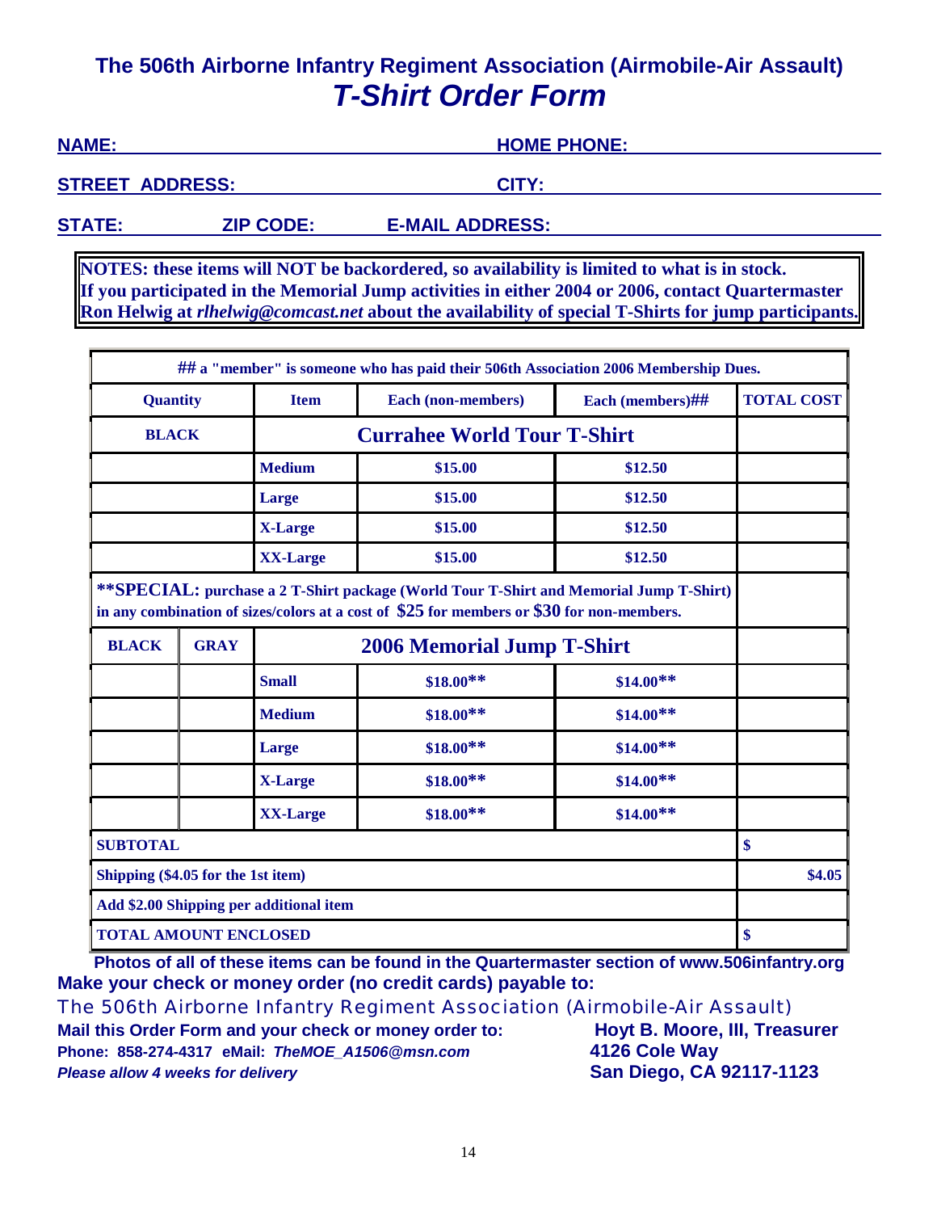# The 506th Airborne Infantry Regiment Association (Airmobile-Air Assault)

## *T-Shirt Order Form*

**NAME:** ______________________ **HOME PHONE:** ______________________

**STREET ADDRESS:** ______________________ **CITY:** ______________________

**STATE:** ______ **ZIP CODE:** ______ **E-MAIL ADDRESS:** ______________________

**NOTES: these items will NOT be backordered, so availability is limited to what is in stock. If you participated in the Memorial Jump activities in either 2004 or 2006, contact Quartermaster Ron Helwig at *rlhelwig@comcast.net* about the availability of special T-Shirts for jump participants.**

**## a "member" is someone who has paid their 506th Association 2006 Membership Dues.**

| Quantity | | Item | Each (non-members) | Each (members)## | TOTAL COST |
|---|---|---|---|---|---|
| **BLACK** | | **Currahee World Tour T-Shirt** | | | |
| | | **Medium** | $15.00 | $12.50 | |
| | | **Large** | $15.00 | $12.50 | |
| | | **X-Large** | $15.00 | $12.50 | |
| | | **XX-Large** | $15.00 | $12.50 | |
| **\*\*SPECIAL: purchase a 2 T-Shirt package (World Tour T-Shirt and Memorial Jump T-Shirt) in any combination of sizes/colors at a cost of $25 for members or $30 for non-members.** | | | | | |
| **BLACK** | **GRAY** | **2006 Memorial Jump T-Shirt** | | | |
| | | **Small** | $18.00** | $14.00** | |
| | | **Medium** | $18.00** | $14.00** | |
| | | **Large** | $18.00** | $14.00** | |
| | | **X-Large** | $18.00** | $14.00** | |
| | | **XX-Large** | $18.00** | $14.00** | |
| **SUBTOTAL** | | | | | $ |
| **Shipping ($4.05 for the 1st item)** | | | | | $4.05 |
| **Add $2.00 Shipping per additional item** | | | | | |
| **TOTAL AMOUNT ENCLOSED** | | | | | $ |

**Photos of all of these items can be found in the Quartermaster section of www.506infantry.org**

**Make your check or money order (no credit cards) payable to:**

The 506th Airborne Infantry Regiment Association (Airmobile-Air Assault)

**Mail this Order Form and your check or money order to:**

**Hoyt B. Moore, III, Treasurer**
**4126 Cole Way**
**San Diego, CA 92117-1123**

**Phone: 858-274-4317 eMail: *TheMOE_A1506@msn.com***

***Please allow 4 weeks for delivery***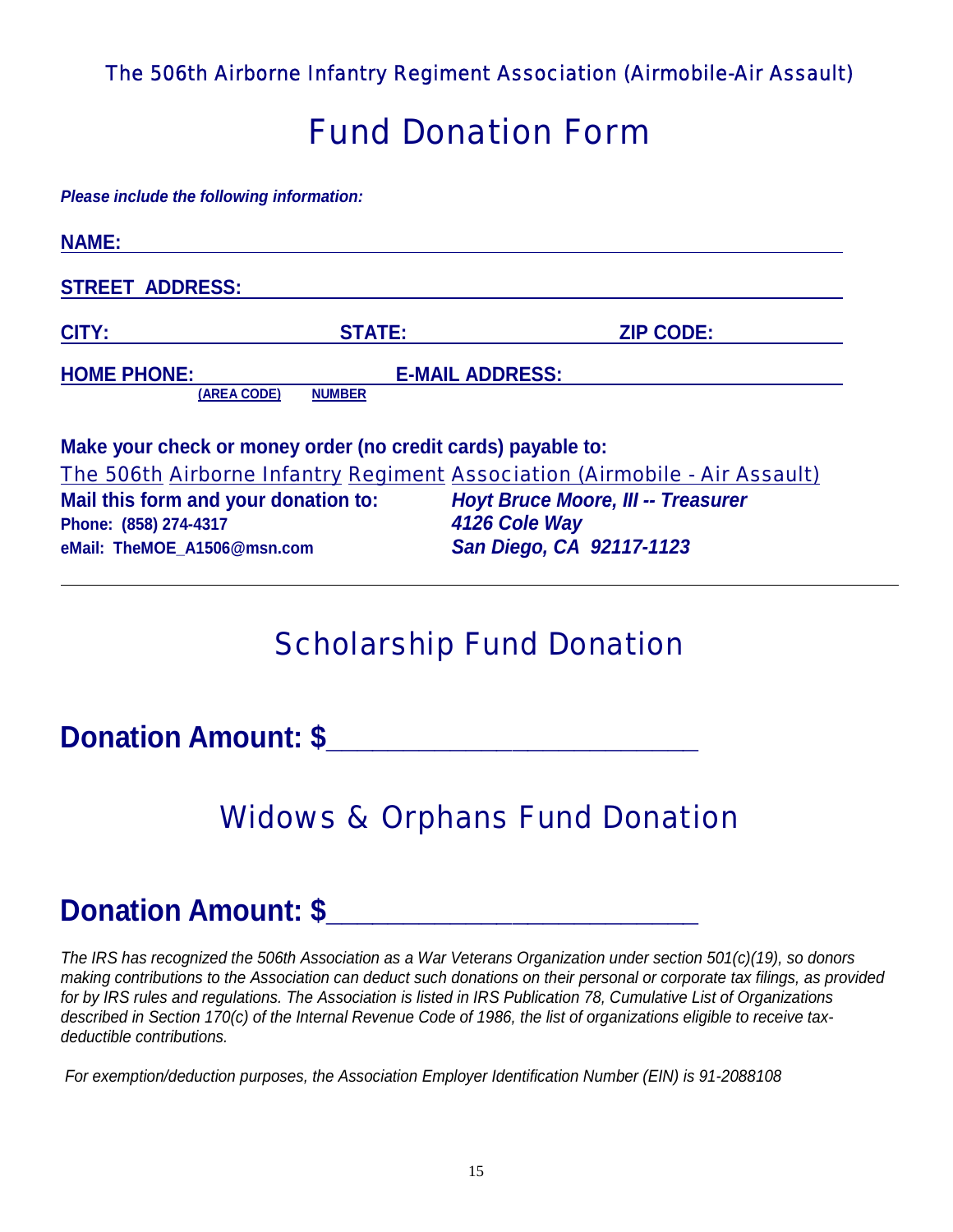The 506th Airborne Infantry Regiment Association (Airmobile-Air Assault)

# Fund Donation Form

***Please include the following information:***

**NAME:** ____________________________________________

**STREET ADDRESS:** ____________________________________________

**CITY:** ______________ **STATE:** ______________ **ZIP CODE:** ______________

**HOME PHONE:** ______________ **E-MAIL ADDRESS:** ______________
**(AREA CODE)** **NUMBER**

**Make your check or money order (no credit cards) payable to:**
The 506th Airborne Infantry Regiment Association (Airmobile - Air Assault)

**Mail this form and your donation to:**
**Phone: (858) 274-4317**
**eMail: TheMOE_A1506@msn.com**

***Hoyt Bruce Moore, III -- Treasurer***
***4126 Cole Way***
***San Diego, CA 92117-1123***

---

## Scholarship Fund Donation

**Donation Amount: $**________________________

## Widows & Orphans Fund Donation

**Donation Amount: $**________________________

*The IRS has recognized the 506th Association as a War Veterans Organization under section 501(c)(19), so donors making contributions to the Association can deduct such donations on their personal or corporate tax filings, as provided for by IRS rules and regulations. The Association is listed in IRS Publication 78, Cumulative List of Organizations described in Section 170(c) of the Internal Revenue Code of 1986, the list of organizations eligible to receive tax-deductible contributions.*

*For exemption/deduction purposes, the Association Employer Identification Number (EIN) is 91-2088108*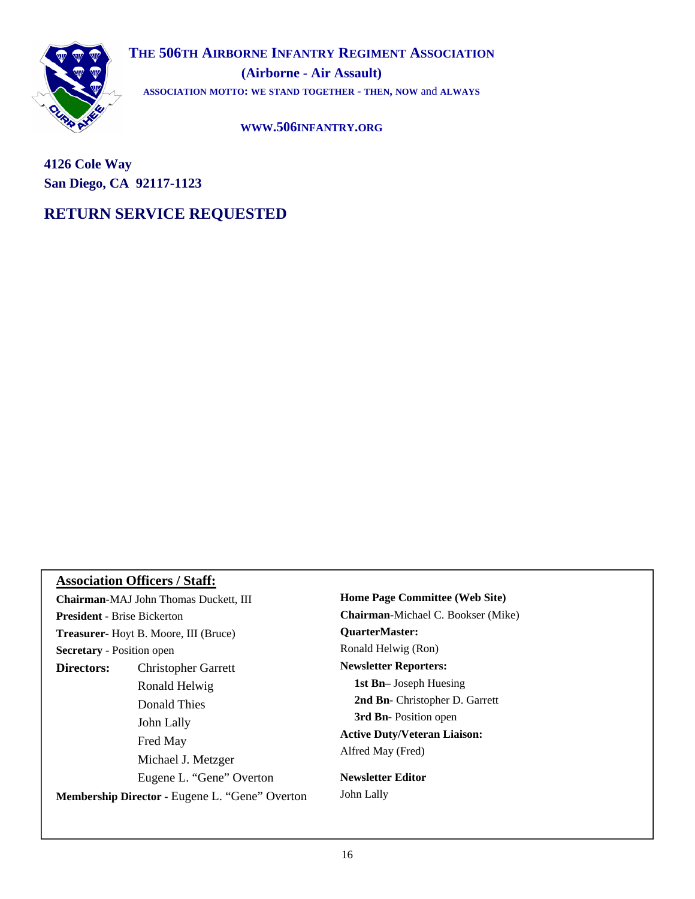**THE 506TH AIRBORNE INFANTRY REGIMENT ASSOCIATION**

**(Airborne - Air Assault)**

**ASSOCIATION MOTTO: WE STAND TOGETHER - THEN, NOW and ALWAYS**

**WWW.506INFANTRY.ORG**

**4126 Cole Way**
**San Diego, CA 92117-1123**

## RETURN SERVICE REQUESTED

**Association Officers / Staff:**

**Chairman**-MAJ John Thomas Duckett, III
**President** - Brise Bickerton
**Treasurer**- Hoyt B. Moore, III (Bruce)
**Secretary** - Position open
**Directors:** Christopher Garrett
Ronald Helwig
Donald Thies
John Lally
Fred May
Michael J. Metzger
Eugene L. "Gene" Overton
**Membership Director** - Eugene L. "Gene" Overton

**Home Page Committee (Web Site)**
**Chairman**-Michael C. Bookser (Mike)
**QuarterMaster:**
Ronald Helwig (Ron)
**Newsletter Reporters:**
**1st Bn–** Joseph Huesing
**2nd Bn**- Christopher D. Garrett
**3rd Bn**- Position open
**Active Duty/Veteran Liaison:**
Alfred May (Fred)

**Newsletter Editor**
John Lally